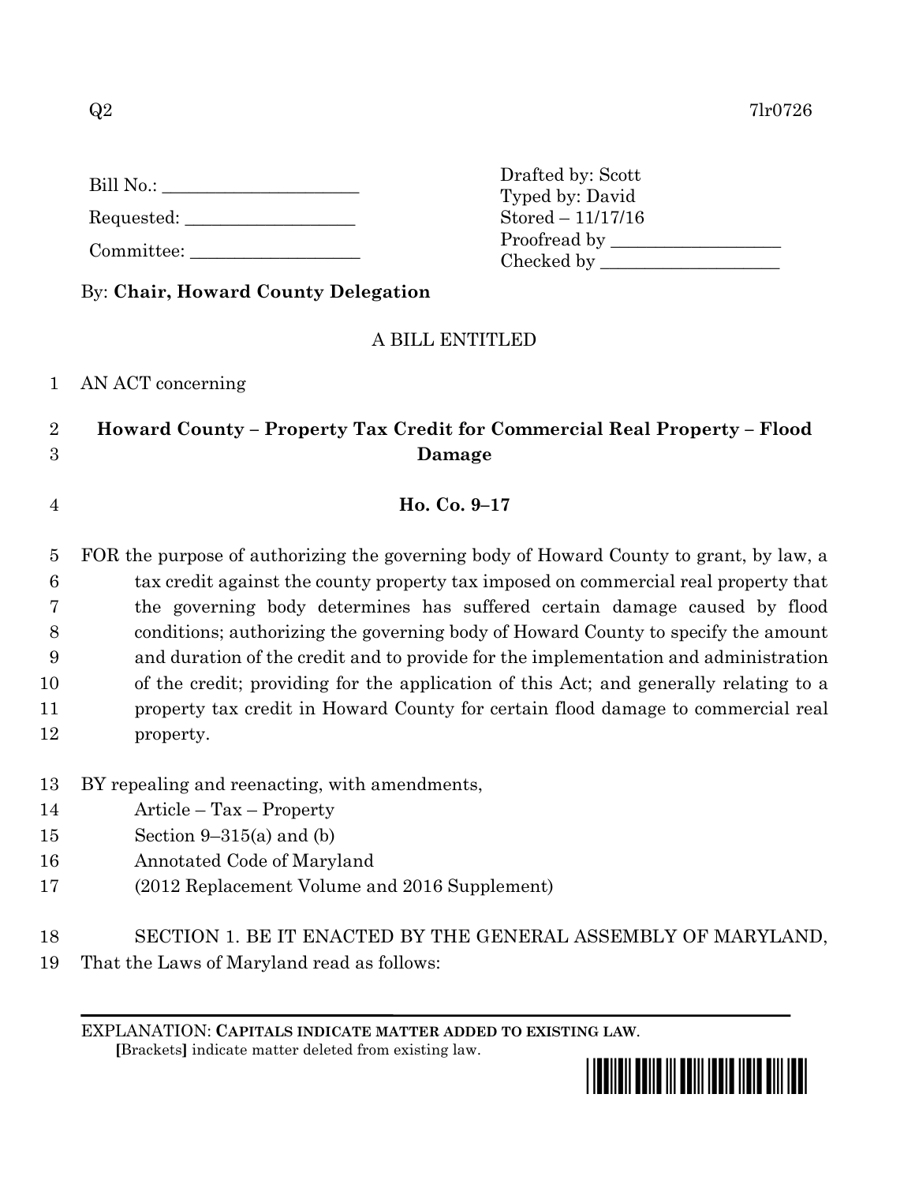Q2 7lr0726

Bill No.: ____________________

Requested: __________________

Committee: __________________

Drafted by: Scott
Typed by: David
Stored – 11/17/16
Proofread by __________________
Checked by ___________________

By: **Chair, Howard County Delegation**

A BILL ENTITLED

AN ACT concerning

**Howard County – Property Tax Credit for Commercial Real Property – Flood Damage**

**Ho. Co. 9–17**

FOR the purpose of authorizing the governing body of Howard County to grant, by law, a tax credit against the county property tax imposed on commercial real property that the governing body determines has suffered certain damage caused by flood conditions; authorizing the governing body of Howard County to specify the amount and duration of the credit and to provide for the implementation and administration of the credit; providing for the application of this Act; and generally relating to a property tax credit in Howard County for certain flood damage to commercial real property.

BY repealing and reenacting, with amendments,
Article – Tax – Property
Section 9–315(a) and (b)
Annotated Code of Maryland
(2012 Replacement Volume and 2016 Supplement)

SECTION 1. BE IT ENACTED BY THE GENERAL ASSEMBLY OF MARYLAND, That the Laws of Maryland read as follows:

EXPLANATION: **CAPITALS INDICATE MATTER ADDED TO EXISTING LAW.**
**[**Brackets**]** indicate matter deleted from existing law.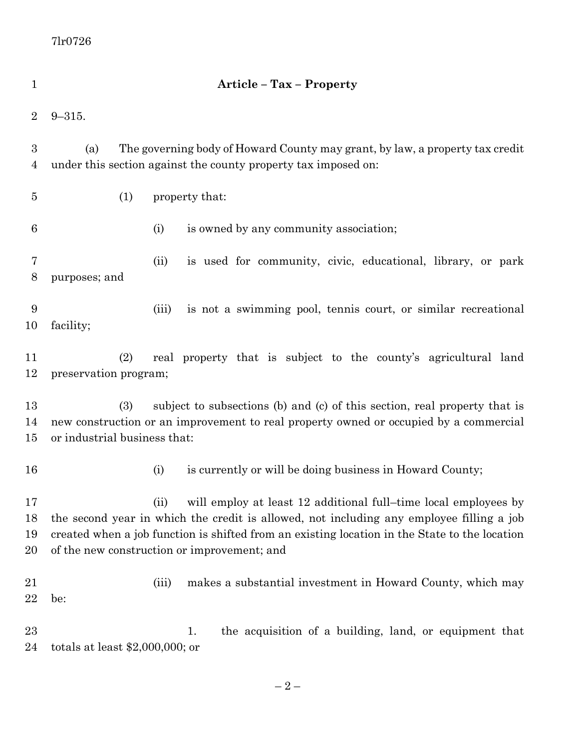**Article – Tax – Property**

9–315.

(a) The governing body of Howard County may grant, by law, a property tax credit under this section against the county property tax imposed on:

(1) property that:

(i) is owned by any community association;

(ii) is used for community, civic, educational, library, or park purposes; and

(iii) is not a swimming pool, tennis court, or similar recreational facility;

(2) real property that is subject to the county's agricultural land preservation program;

(3) subject to subsections (b) and (c) of this section, real property that is new construction or an improvement to real property owned or occupied by a commercial or industrial business that:

(i) is currently or will be doing business in Howard County;

(ii) will employ at least 12 additional full–time local employees by the second year in which the credit is allowed, not including any employee filling a job created when a job function is shifted from an existing location in the State to the location of the new construction or improvement; and

(iii) makes a substantial investment in Howard County, which may be:

1. the acquisition of a building, land, or equipment that totals at least $2,000,000; or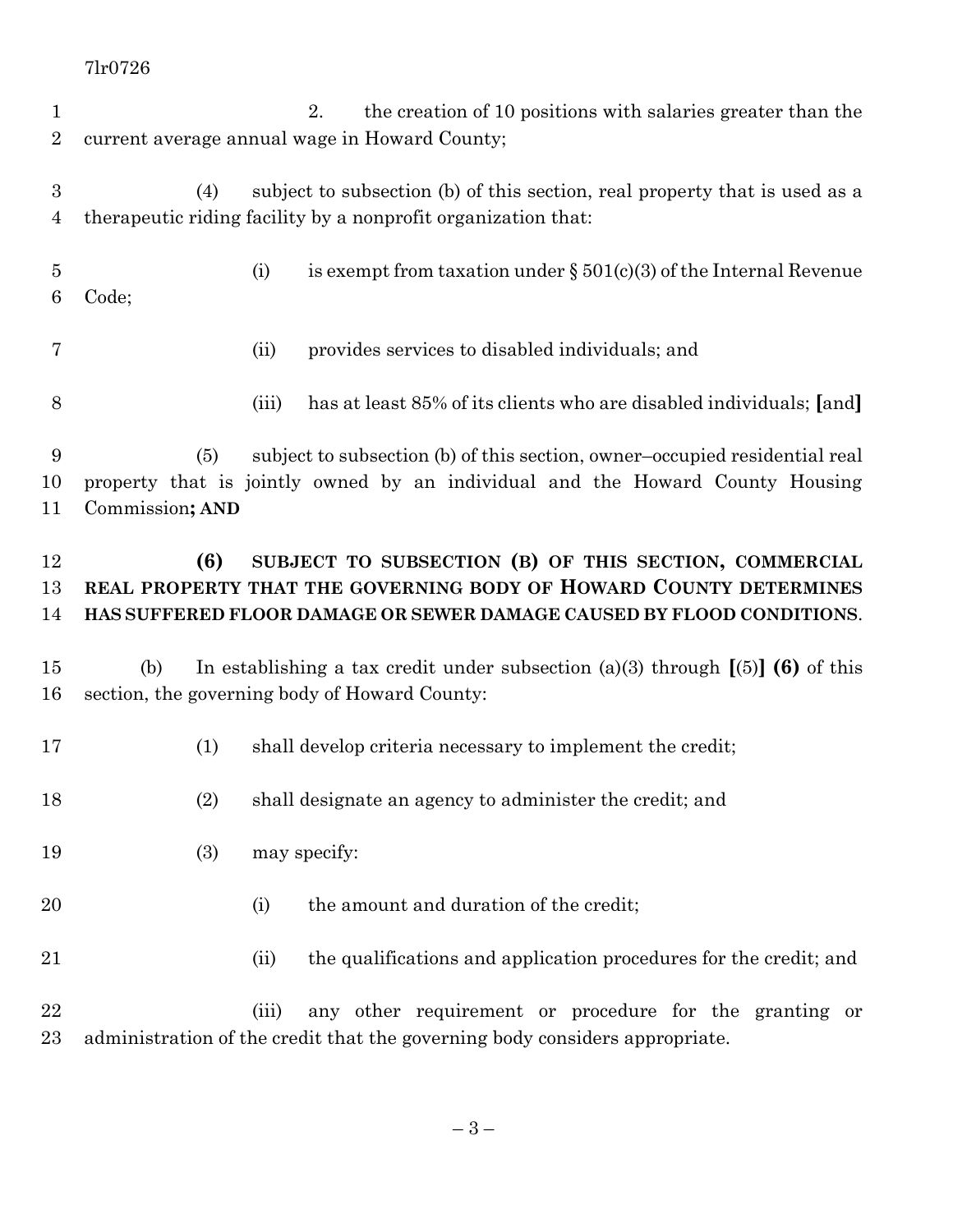2. the creation of 10 positions with salaries greater than the current average annual wage in Howard County;

(4) subject to subsection (b) of this section, real property that is used as a therapeutic riding facility by a nonprofit organization that:

(i) is exempt from taxation under § 501(c)(3) of the Internal Revenue Code;

(ii) provides services to disabled individuals; and

(iii) has at least 85% of its clients who are disabled individuals; **[**and**]**

(5) subject to subsection (b) of this section, owner–occupied residential real property that is jointly owned by an individual and the Howard County Housing Commission**; AND**

**(6) SUBJECT TO SUBSECTION (B) OF THIS SECTION, COMMERCIAL REAL PROPERTY THAT THE GOVERNING BODY OF HOWARD COUNTY DETERMINES HAS SUFFERED FLOOR DAMAGE OR SEWER DAMAGE CAUSED BY FLOOD CONDITIONS**.

(b) In establishing a tax credit under subsection (a)(3) through **[**(5)**]** **(6)** of this section, the governing body of Howard County:

(1) shall develop criteria necessary to implement the credit;

(2) shall designate an agency to administer the credit; and

(3) may specify:

(i) the amount and duration of the credit;

(ii) the qualifications and application procedures for the credit; and

(iii) any other requirement or procedure for the granting or administration of the credit that the governing body considers appropriate.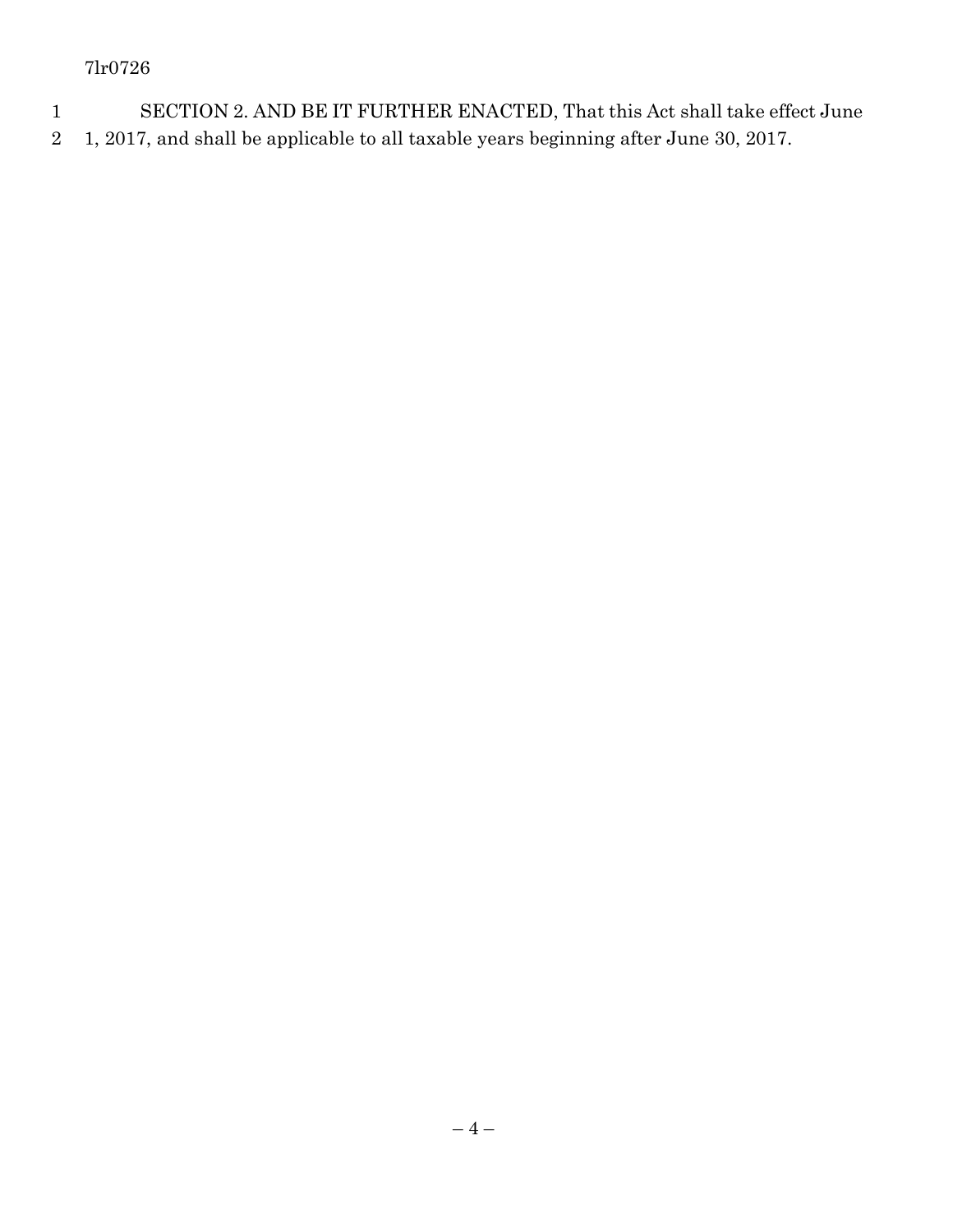SECTION 2. AND BE IT FURTHER ENACTED, That this Act shall take effect June 1, 2017, and shall be applicable to all taxable years beginning after June 30, 2017.